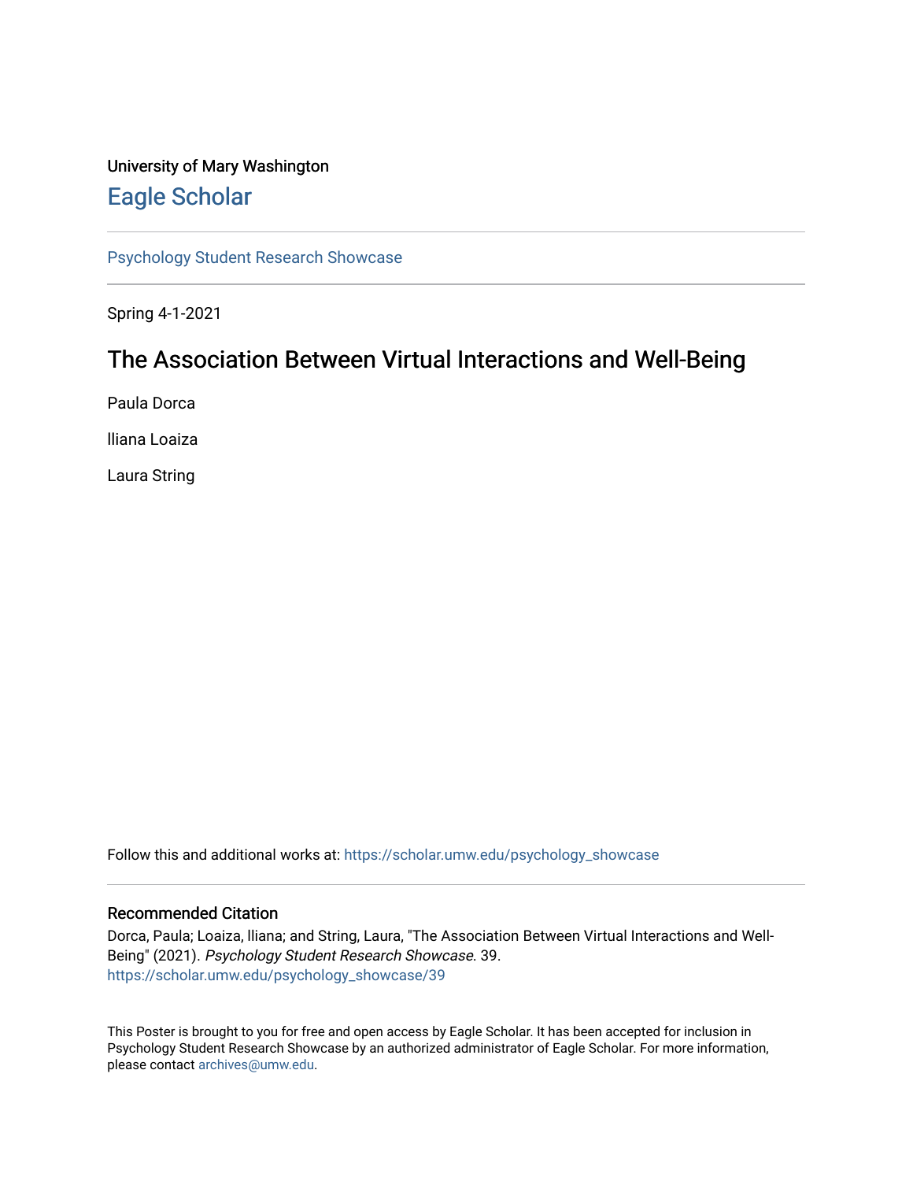University of Mary Washington

# Eagle Scholar

Psychology Student Research Showcase

Spring 4-1-2021

## The Association Between Virtual Interactions and Well-Being

Paula Dorca

Iliana Loaiza

Laura String

Follow this and additional works at: https://scholar.umw.edu/psychology_showcase

### Recommended Citation

Dorca, Paula; Loaiza, Iliana; and String, Laura, "The Association Between Virtual Interactions and Well-Being" (2021). *Psychology Student Research Showcase*. 39.
https://scholar.umw.edu/psychology_showcase/39

This Poster is brought to you for free and open access by Eagle Scholar. It has been accepted for inclusion in Psychology Student Research Showcase by an authorized administrator of Eagle Scholar. For more information, please contact archives@umw.edu.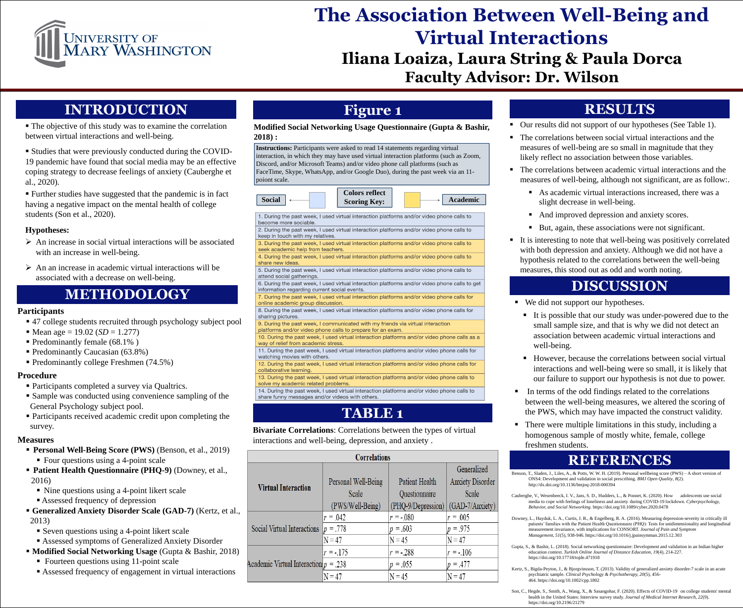# The Association Between Well-Being and Virtual Interactions

## Iliana Loaiza, Laura String & Paula Dorca

## Faculty Advisor: Dr. Wilson

UNIVERSITY OF MARY WASHINGTON

## INTRODUCTION

- The objective of this study was to examine the correlation between virtual interactions and well-being.
- Studies that were previously conducted during the COVID-19 pandemic have found that social media may be an effective coping strategy to decrease feelings of anxiety (Cauberghe et al., 2020).
- Further studies have suggested that the pandemic is in fact having a negative impact on the mental health of college students (Son et al., 2020).

**Hypotheses:**

- An increase in social virtual interactions will be associated with an increase in well-being.
- An an increase in academic virtual interactions will be associated with a decrease on well-being.

## METHODOLOGY

**Participants**

- 47 college students recruited through psychology subject pool
- Mean age = 19.02 (*SD* = 1.277)
- Predominantly female (68.1% )
- Predominantly Caucasian (63.8%)
- Predominantly college Freshmen (74.5%)

**Procedure**

- Participants completed a survey via Qualtrics.
- Sample was conducted using convenience sampling of the General Psychology subject pool.
- Participants received academic credit upon completing the survey.

**Measures**

- **Personal Well-Being Score (PWS)** (Benson, et al., 2019)
  - Four questions using a 4-point scale
- **Patient Health Questionnaire (PHQ-9)** (Downey, et al., 2016)
  - Nine questions using a 4-point likert scale
  - Assessed frequency of depression
- **Generalized Anxiety Disorder Scale (GAD-7)** (Kertz, et al., 2013)
  - Seven questions using a 4-point likert scale
  - Assessed symptoms of Generalized Anxiety Disorder
- **Modified Social Networking Usage** (Gupta & Bashir, 2018)
  - Fourteen questions using 11-point scale
  - Assessed frequency of engagement in virtual interactions

## Figure 1

**Modified Social Networking Usage Questionnaire (Gupta & Bashir, 2018) :**

**Instructions:** Participants were asked to read 14 statements regarding virtual interaction, in which they may have used virtual interaction platforms (such as Zoom, Discord, and/or Microsoft Teams) and/or video phone call platforms (such as FaceTime, Skype, WhatsApp, and/or Google Duo), during the past week via an 11-poiont scale.

Social ← [ ] **Colors reflect Scoring Key:** [ ] → Academic

1. During the past week, I used virtual interaction platforms and/or video phone calls to become more sociable.
2. During the past week, I used virtual interaction platforms and/or video phone calls to keep in touch with my relatives.
3. During the past week, I used virtual interaction platforms and/or video phone calls to seek academic help from teachers.
4. During the past week, I used virtual interaction platforms and/or video phone calls to share new ideas.
5. During the past week, I used virtual interaction platforms and/or video phone calls to attend social gatherings.
6. During the past week, I used virtual interaction platforms and/or video phone calls to get information regarding current social events.
7. During the past week, I used virtual interaction platforms and/or video phone calls for online academic group discussion.
8. During the past week, I used virtual interaction platforms and/or video phone calls for sharing pictures.
9. During the past week, I communicated with my friends via virtual interaction platforms and/or video phone calls to prepare for an exam.
10. During the past week, I used virtual interaction platforms and/or video phone calls as a way of relief from academic stress.
11. During the past week, I used virtual interaction platforms and/or video phone calls for watching movies with others.
12. During the past week, I used virtual interaction platforms and/or video phone calls for collaborative learning.
13. During the past week, I used virtual interaction platforms and/or video phone calls to solve my academic related problems.
14. During the past week, I used virtual interaction platforms and/or video phone calls to share funny messages and/or videos with others.

## TABLE 1

**Bivariate Correlations**: Correlations between the types of virtual interactions and well-being, depression, and anxiety .

| Correlations | | | |
|---|---|---|---|
| **Virtual Interaction** | Personal Well-Being Scale (PWS/Well-Being) | Patient Health Questionnaire (PHQ-9/Depression) | Generalized Anxiety Disorder Scale (GAD-7/Anxiety) |
| Social Virtual Interactions | $r$ = .042 | $r$ = -.080 | $r$ = .005 |
| | $p$ = .778 | $p$ = .603 | $p$ = .975 |
| | N = 47 | N = 45 | N = 47 |
| Academic Virtual Interaction | $r$ = -.175 | $r$ = -.288 | $r$ = -.106 |
| | $p$ = .238 | $p$ = .055 | $p$ = .477 |
| | N = 47 | N = 45 | N = 47 |

## RESULTS

- Our results did not support of our hypotheses (See Table 1).
- The correlations between social virtual interactions and the measures of well-being are so small in magnitude that they likely reflect no association between those variables.
- The correlations between academic virtual interactions and the measures of well-being, although not significant, are as follow:.
  - As academic virtual interactions increased, there was a slight decrease in well-being.
  - And improved depression and anxiety scores.
  - But, again, these associations were not significant.
- It is interesting to note that well-being was positively correlated with both depression and anxiety. Although we did not have a hypothesis related to the correlations between the well-being measures, this stood out as odd and worth noting.

## DISCUSSION

- We did not support our hypotheses.
  - It is possible that our study was under-powered due to the small sample size, and that is why we did not detect an association between academic virtual interactions and well-being.
  - However, because the correlations between social virtual interactions and well-being were so small, it is likely that our failure to support our hypothesis is not due to power.
- In terms of the odd findings related to the correlations between the well-being measures, we altered the scoring of the PWS, which may have impacted the construct validity.
- There were multiple limitations in this study, including a homogenous sample of mostly white, female, college freshmen students.

## REFERENCES

Benson, T., Sladen, J., Liles, A., & Potts, W. W. H. (2019). Personal wellbeing score (PWS) – A short version of ONS4: Development and validation in social prescribing. *BMJ Open Quality, 8*(2). http://dx.doi.org/10.1136/bmjoq-2018-000394

Cauberghe, V., Wesenbeeck, I. V., Jans, S. D., Hudders, L., & Ponnet, K. (2020). How adolescents use social media to cope with feelings of loneliness and anxiety during COVID-19 lockdown. *Cyberpsychology, Behavior, and Social Networking*. https://doi.org/10.1089/cyber.2020.0478

Downey, L., Hayduk, L. A., Curtis, J. R., & Engelberg, R. A. (2016). Measuring depression-severity in critically ill patients' families with the Patient Health Questionnaire (PHQ): Tests for unidimensionality and longitudinal measurement invariance, with implications for CONSORT. *Journal of Pain and Symptom Management, 51*(5), 938-946. https://doi.org/10.1016/j.jpainsymman.2015.12.303

Gupta, S., & Bashir, L. (2018). Social networking questionnaire: Development and validation in an Indian higher education context. *Turkish Online Journal of Distance Education, 19*(4), 214-227. https://doi.org/10.17718/tojde.471918

Kertz, S., Bigda-Peyton, J., & Bjorgvinsson, T. (2013). Validity of generalized anxiety disorder-7 scale in an acute psychiatric sample. *Clinical Psychology & Psychotherapy, 20*(5), 456-464. https://doi.org/10.1002/cpp.1802

Son, C., Hegde, S., Smith, A., Wang, X., & Sasangohar, F. (2020). Effects of COVID-19 on college students' mental health in the United States: Interview survey study. *Journal of Medical Internet Research, 22*(9). https://doi.org/10.2196/21279